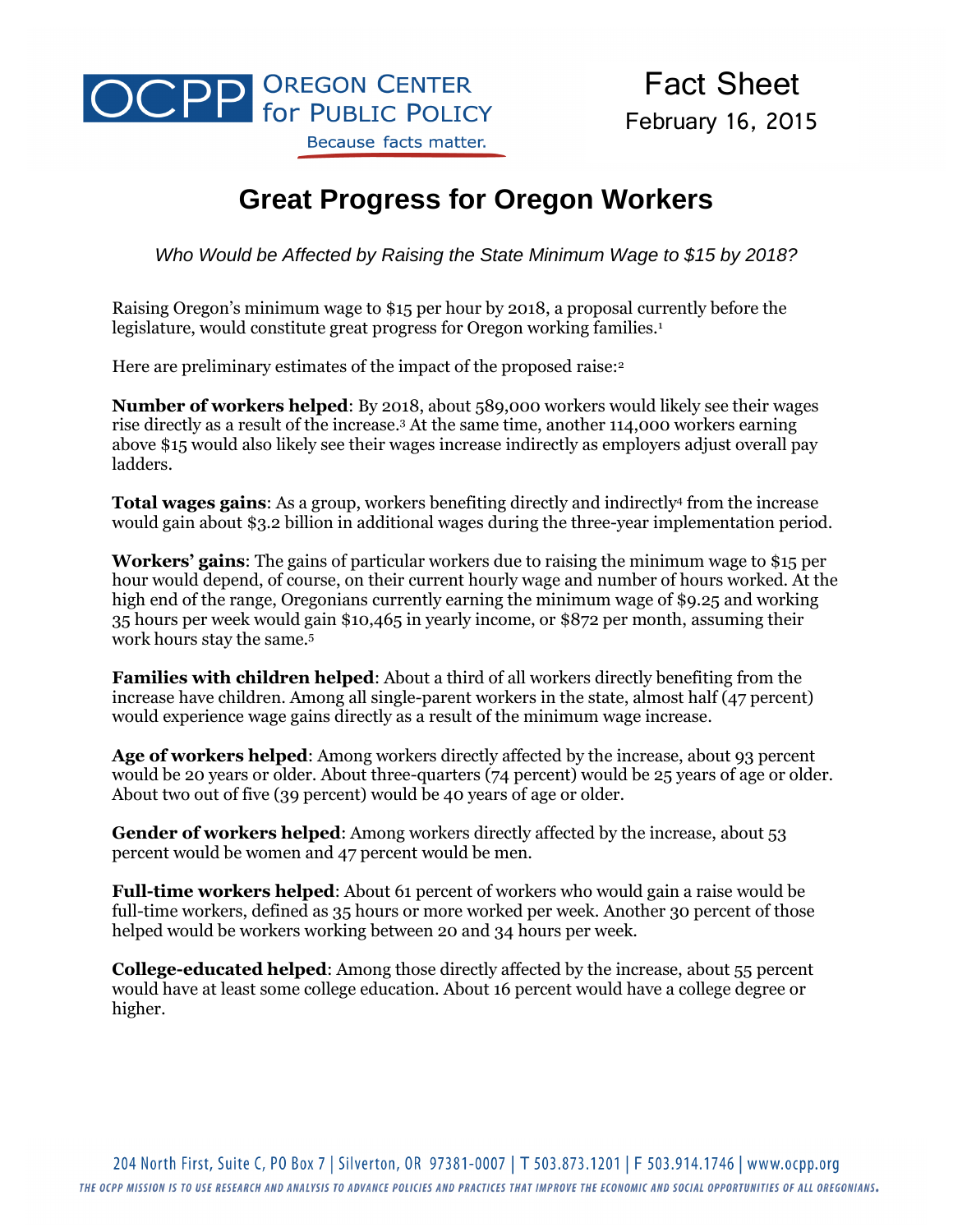OCPP Oregon Center for Public Policy

Because facts matter.

Fact Sheet
February 16, 2015

# Great Progress for Oregon Workers

*Who Would be Affected by Raising the State Minimum Wage to $15 by 2018?*

Raising Oregon's minimum wage to $15 per hour by 2018, a proposal currently before the legislature, would constitute great progress for Oregon working families.[1]

Here are preliminary estimates of the impact of the proposed raise:[2]

**Number of workers helped**: By 2018, about 589,000 workers would likely see their wages rise directly as a result of the increase.[3] At the same time, another 114,000 workers earning above $15 would also likely see their wages increase indirectly as employers adjust overall pay ladders.

**Total wages gains**: As a group, workers benefiting directly and indirectly[4] from the increase would gain about $3.2 billion in additional wages during the three-year implementation period.

**Workers' gains**: The gains of particular workers due to raising the minimum wage to $15 per hour would depend, of course, on their current hourly wage and number of hours worked. At the high end of the range, Oregonians currently earning the minimum wage of $9.25 and working 35 hours per week would gain $10,465 in yearly income, or $872 per month, assuming their work hours stay the same.[5]

**Families with children helped**: About a third of all workers directly benefiting from the increase have children. Among all single-parent workers in the state, almost half (47 percent) would experience wage gains directly as a result of the minimum wage increase.

**Age of workers helped**: Among workers directly affected by the increase, about 93 percent would be 20 years or older. About three-quarters (74 percent) would be 25 years of age or older. About two out of five (39 percent) would be 40 years of age or older.

**Gender of workers helped**: Among workers directly affected by the increase, about 53 percent would be women and 47 percent would be men.

**Full-time workers helped**: About 61 percent of workers who would gain a raise would be full-time workers, defined as 35 hours or more worked per week. Another 30 percent of those helped would be workers working between 20 and 34 hours per week.

**College-educated helped**: Among those directly affected by the increase, about 55 percent would have at least some college education. About 16 percent would have a college degree or higher.

204 North First, Suite C, PO Box 7 | Silverton, OR 97381-0007 | T 503.873.1201 | F 503.914.1746 | www.ocpp.org

THE OCPP MISSION IS TO USE RESEARCH AND ANALYSIS TO ADVANCE POLICIES AND PRACTICES THAT IMPROVE THE ECONOMIC AND SOCIAL OPPORTUNITIES OF ALL OREGONIANS.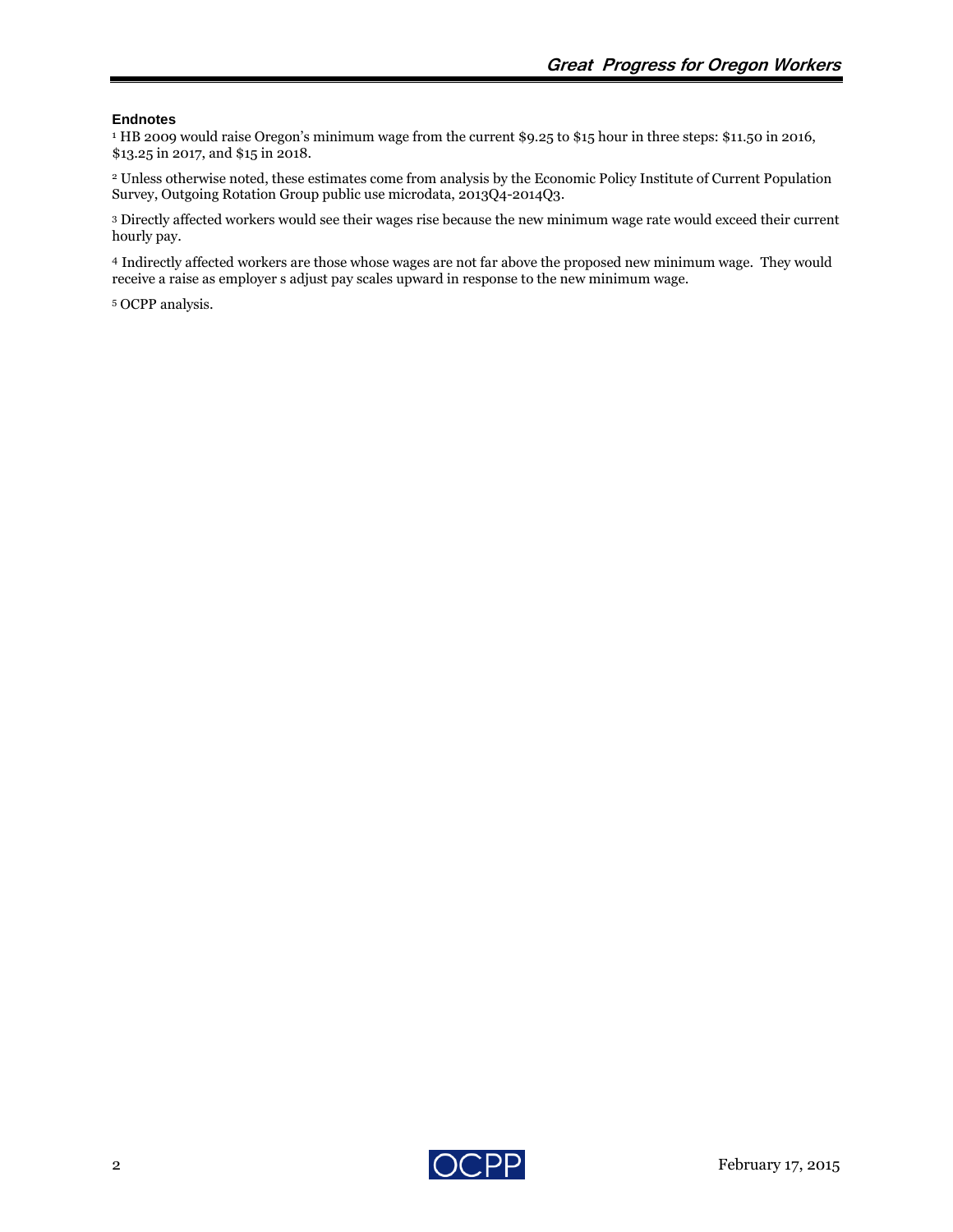**Endnotes**

[1] HB 2009 would raise Oregon's minimum wage from the current $9.25 to $15 hour in three steps: $11.50 in 2016, $13.25 in 2017, and $15 in 2018.

[2] Unless otherwise noted, these estimates come from analysis by the Economic Policy Institute of Current Population Survey, Outgoing Rotation Group public use microdata, 2013Q4-2014Q3.

[3] Directly affected workers would see their wages rise because the new minimum wage rate would exceed their current hourly pay.

[4] Indirectly affected workers are those whose wages are not far above the proposed new minimum wage. They would receive a raise as employer s adjust pay scales upward in response to the new minimum wage.

[5] OCPP analysis.